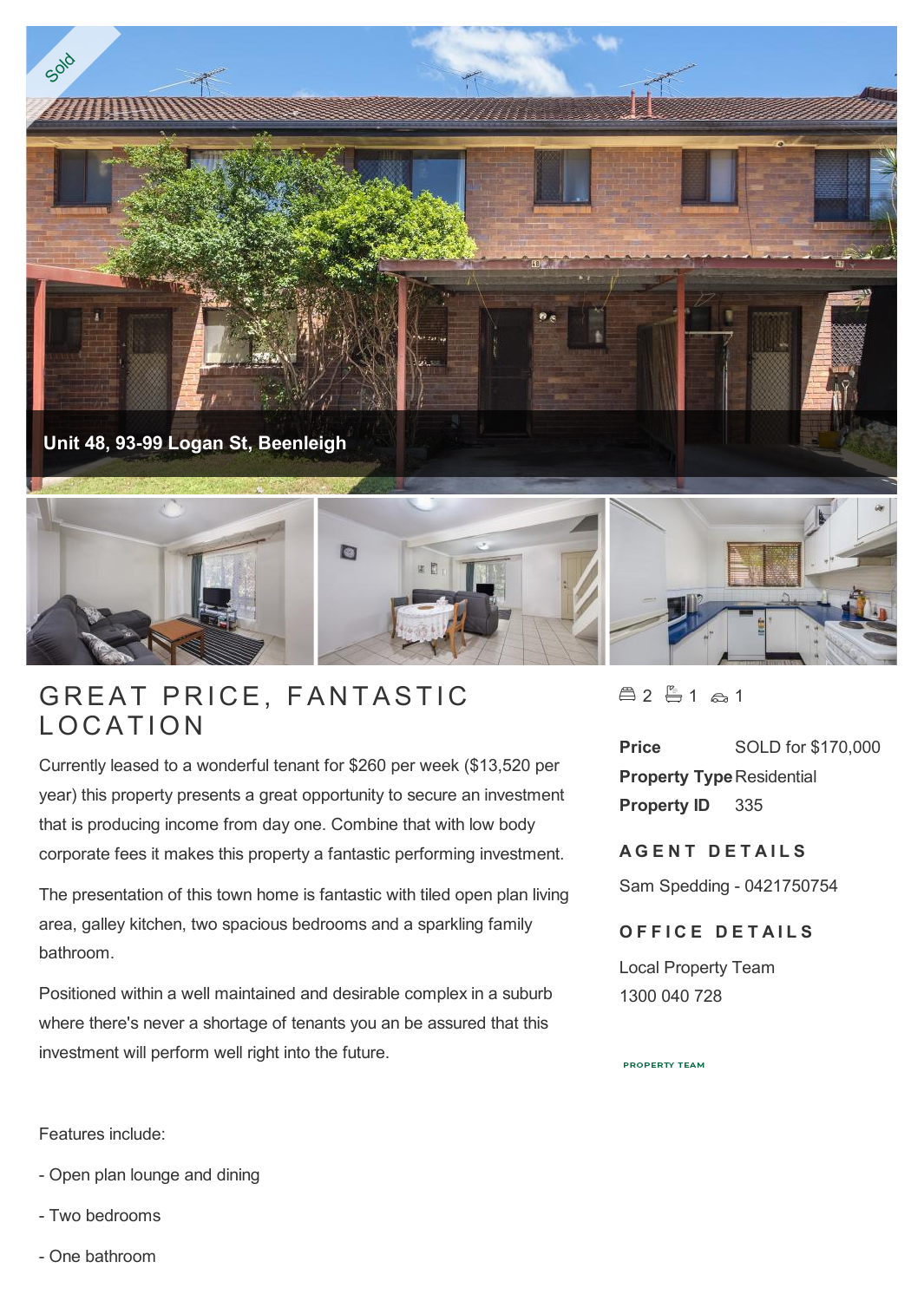Sold

Unit 48, 93-99 Logan St, Beenleigh

# GREAT PRICE, FANTASTIC LOCATION

Currently leased to a wonderful tenant for $260 per week ($13,520 per year) this property presents a great opportunity to secure an investment that is producing income from day one. Combine that with low body corporate fees it makes this property a fantastic performing investment.

The presentation of this town home is fantastic with tiled open plan living area, galley kitchen, two spacious bedrooms and a sparkling family bathroom.

Positioned within a well maintained and desirable complex in a suburb where there's never a shortage of tenants you an be assured that this investment will perform well right into the future.

Features include:

- Open plan lounge and dining

- Two bedrooms

- One bathroom

2 1 1

| | |
|---|---|
| **Price** | SOLD for $170,000 |
| **Property Type** | Residential |
| **Property ID** | 335 |

## AGENT DETAILS

Sam Spedding - 0421750754

## OFFICE DETAILS

Local Property Team
1300 040 728

PROPERTY TEAM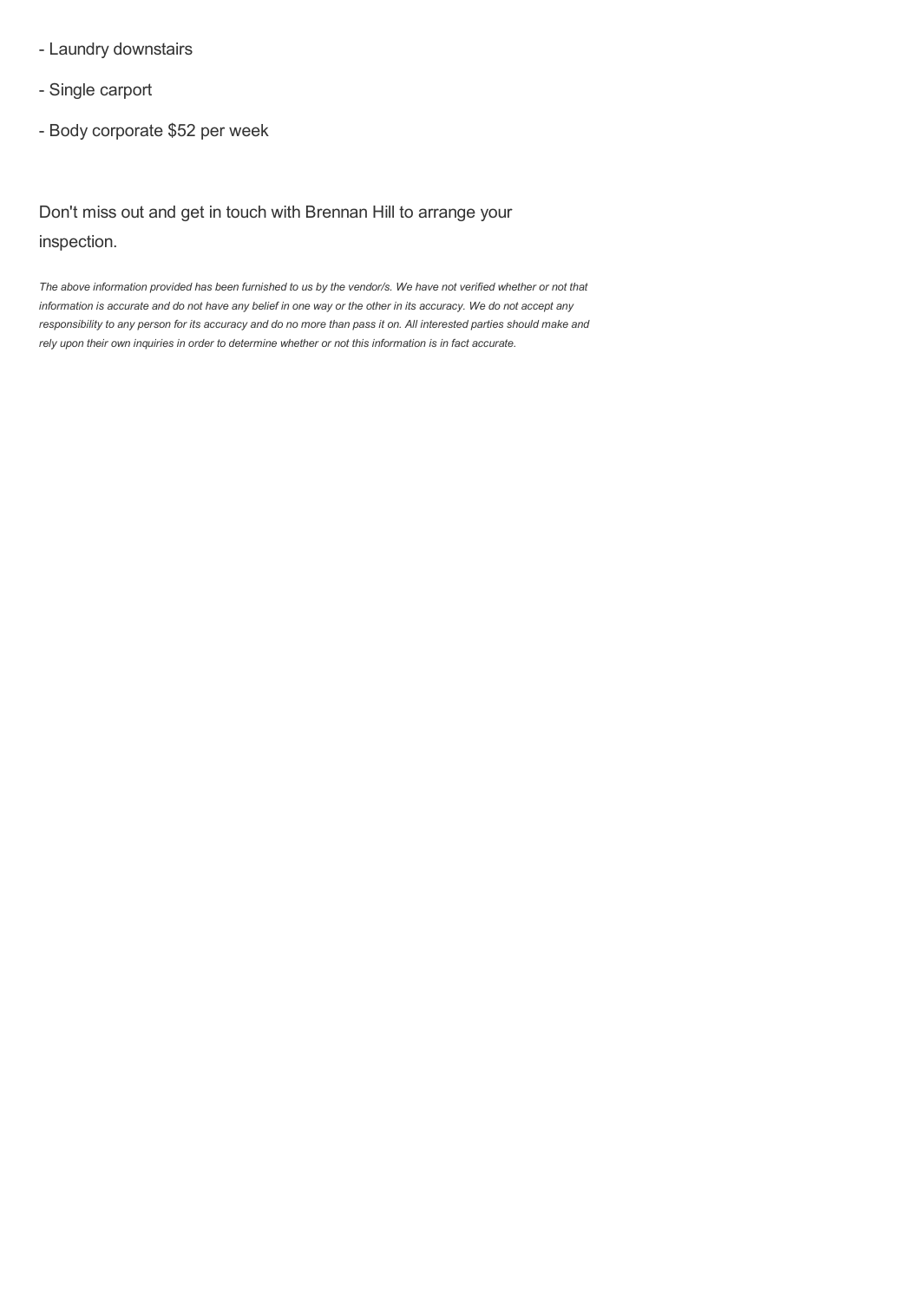- Laundry downstairs

- Single carport

- Body corporate $52 per week

Don't miss out and get in touch with Brennan Hill to arrange your inspection.

*The above information provided has been furnished to us by the vendor/s. We have not verified whether or not that information is accurate and do not have any belief in one way or the other in its accuracy. We do not accept any responsibility to any person for its accuracy and do no more than pass it on. All interested parties should make and rely upon their own inquiries in order to determine whether or not this information is in fact accurate.*